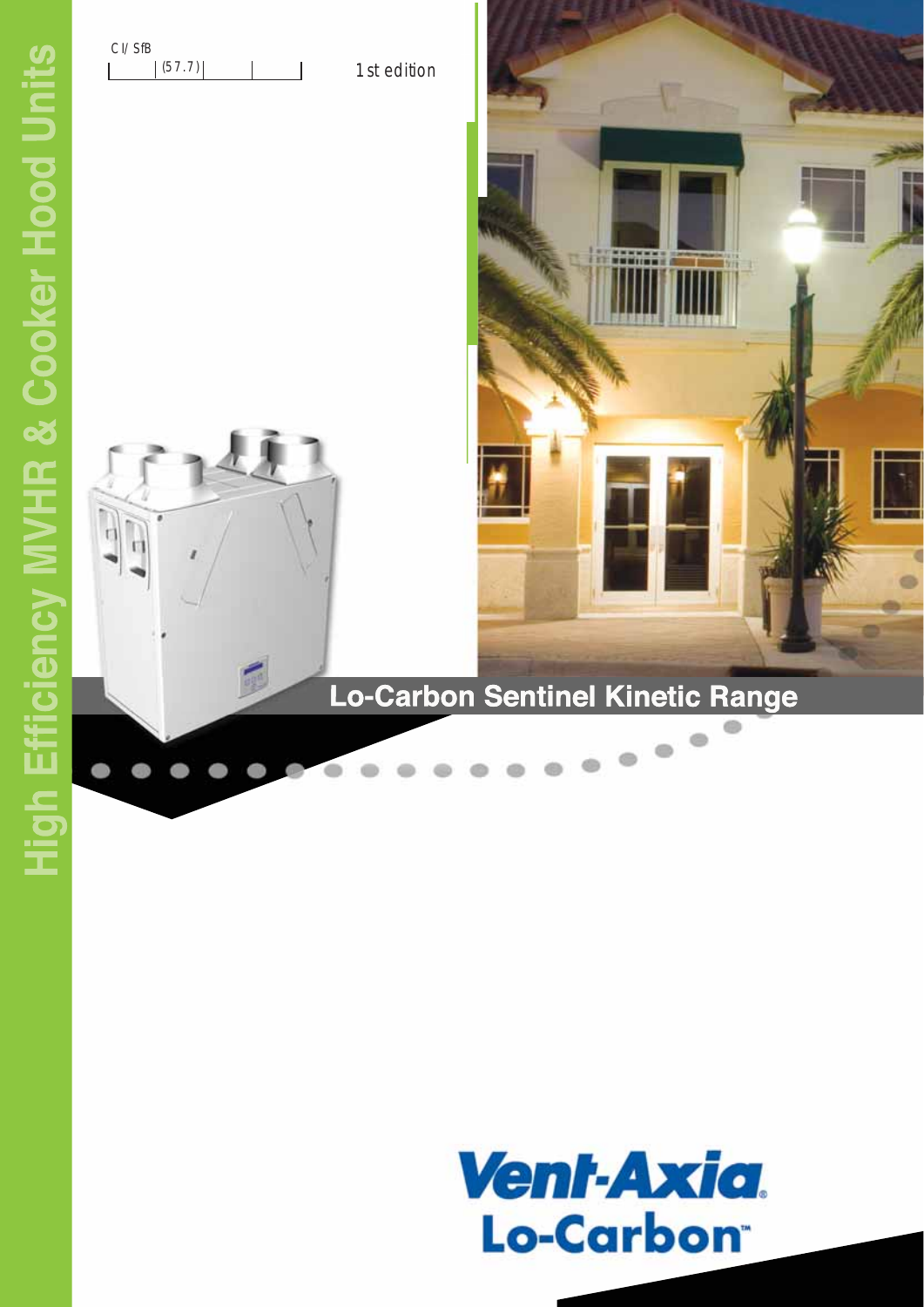High Efficiency MVHR & Cooker Hood Units

CI/SfB

| | (57.7) | | |
|---|---|---|---|

1st edition

# Lo-Carbon Sentinel Kinetic Range

Vent-Axia

Lo-Carbon™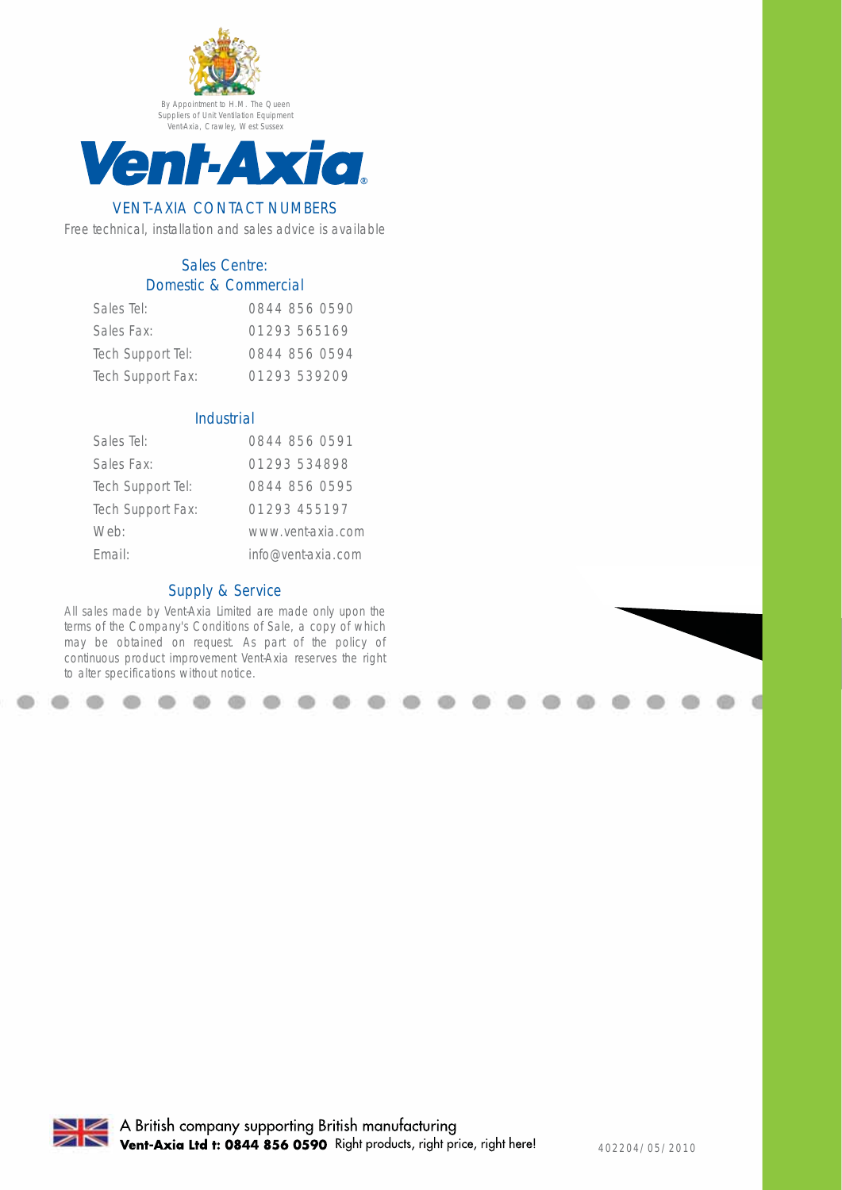By Appointment to H.M. The Queen
Suppliers of Unit Ventilation Equipment
Vent-Axia, Crawley, West Sussex

# Vent-Axia

## VENT-AXIA CONTACT NUMBERS

*Free technical, installation and sales advice is available*

### Sales Centre: Domestic & Commercial

| | |
|---|---|
| Sales Tel: | 0844 856 0590 |
| Sales Fax: | 01293 565169 |
| Tech Support Tel: | 0844 856 0594 |
| Tech Support Fax: | 01293 539209 |

### Industrial

| | |
|---|---|
| Sales Tel: | 0844 856 0591 |
| Sales Fax: | 01293 534898 |
| Tech Support Tel: | 0844 856 0595 |
| Tech Support Fax: | 01293 455197 |
| Web: | www.vent-axia.com |
| Email: | info@vent-axia.com |

### Supply & Service

All sales made by Vent-Axia Limited are made only upon the terms of the Company's Conditions of Sale, a copy of which may be obtained on request. As part of the policy of continuous product improvement Vent-Axia reserves the right to alter specifications without notice.

A British company supporting British manufacturing
**Vent-Axia Ltd t: 0844 856 0590** Right products, right price, right here!

402204/05/2010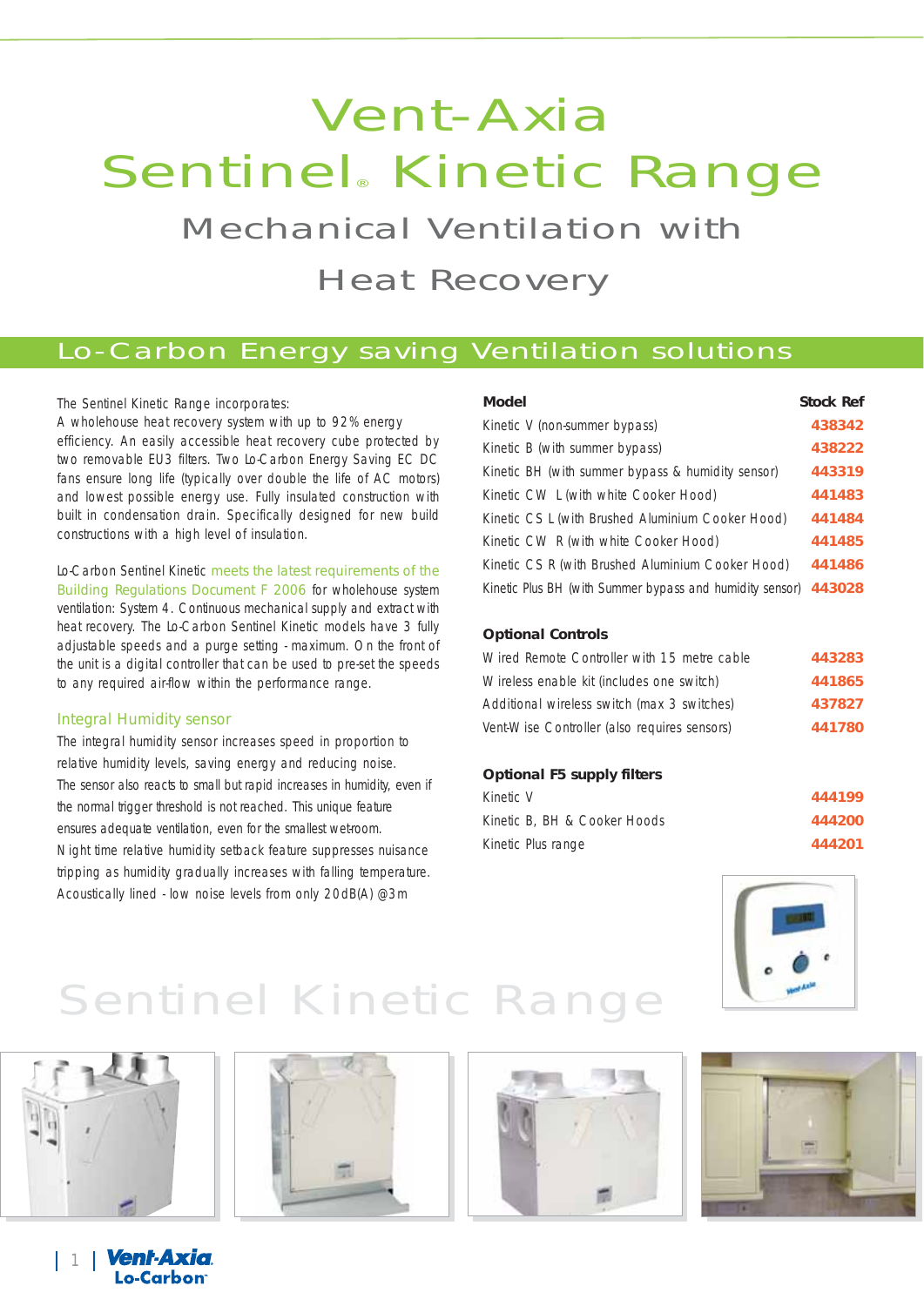# Vent-Axia Sentinel® Kinetic Range

## Mechanical Ventilation with Heat Recovery

## Lo-Carbon Energy saving Ventilation solutions

The Sentinel Kinetic Range incorporates:
A wholehouse heat recovery system with up to 92% energy efficiency. An easily accessible heat recovery cube protected by two removable EU3 filters. Two Lo-Carbon Energy Saving EC DC fans ensure long life (typically over double the life of AC motors) and lowest possible energy use. Fully insulated construction with built in condensation drain. Specifically designed for new build constructions with a high level of insulation.

Lo-Carbon Sentinel Kinetic meets the latest requirements of the Building Regulations Document F 2006 for wholehouse system ventilation: System 4. Continuous mechanical supply and extract with heat recovery. The Lo-Carbon Sentinel Kinetic models have 3 fully adjustable speeds and a purge setting - maximum. On the front of the unit is a digital controller that can be used to pre-set the speeds to any required air-flow within the performance range.

### Integral Humidity sensor

The integral humidity sensor increases speed in proportion to relative humidity levels, saving energy and reducing noise. The sensor also reacts to small but rapid increases in humidity, even if the normal trigger threshold is not reached. This unique feature ensures adequate ventilation, even for the smallest wetroom. Night time relative humidity setback feature suppresses nuisance tripping as humidity gradually increases with falling temperature. Acoustically lined - low noise levels from only 20dB(A) @3m

| Model | Stock Ref |
|---|---|
| Kinetic V (non-summer bypass) | 438342 |
| Kinetic B (with summer bypass) | 438222 |
| Kinetic BH (with summer bypass & humidity sensor) | 443319 |
| Kinetic CW L (with white Cooker Hood) | 441483 |
| Kinetic CS L (with Brushed Aluminium Cooker Hood) | 441484 |
| Kinetic CW R (with white Cooker Hood) | 441485 |
| Kinetic CS R (with Brushed Aluminium Cooker Hood) | 441486 |
| Kinetic Plus BH (with Summer bypass and humidity sensor) | 443028 |

| Optional Controls | |
|---|---|
| Wired Remote Controller with 15 metre cable | 443283 |
| Wireless enable kit (includes one switch) | 441865 |
| Additional wireless switch (max 3 switches) | 437827 |
| Vent-Wise Controller (also requires sensors) | 441780 |

| Optional F5 supply filters | |
|---|---|
| Kinetic V | 444199 |
| Kinetic B, BH & Cooker Hoods | 444200 |
| Kinetic Plus range | 444201 |

## Sentinel Kinetic Range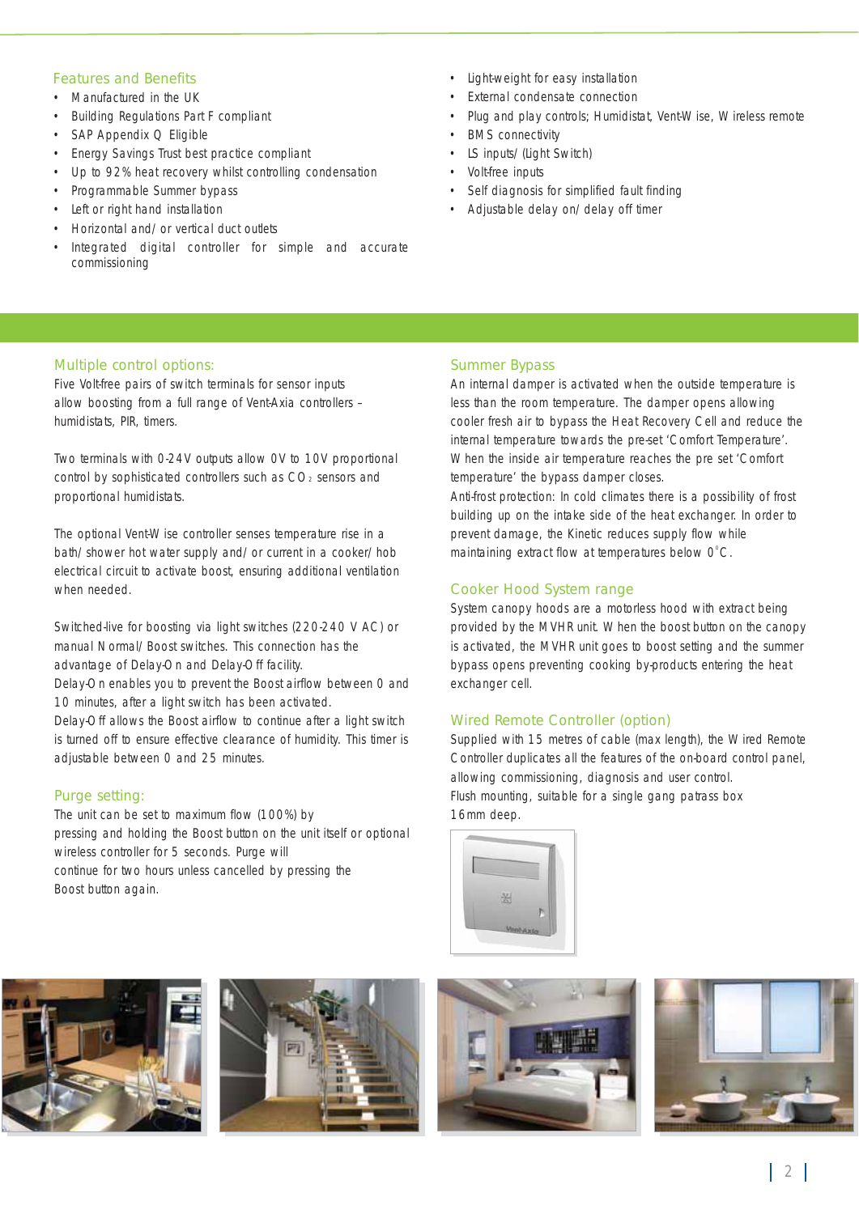## Features and Benefits

- Manufactured in the UK
- Building Regulations Part F compliant
- SAP Appendix Q Eligible
- Energy Savings Trust best practice compliant
- Up to 92% heat recovery whilst controlling condensation
- Programmable Summer bypass
- Left or right hand installation
- Horizontal and/or vertical duct outlets
- Integrated digital controller for simple and accurate commissioning
- Light-weight for easy installation
- External condensate connection
- Plug and play controls; Humidistat, Vent-Wise, Wireless remote
- BMS connectivity
- LS inputs/ (Light Switch)
- Volt-free inputs
- Self diagnosis for simplified fault finding
- Adjustable delay on/delay off timer

## Multiple control options:

Five Volt-free pairs of switch terminals for sensor inputs allow boosting from a full range of Vent-Axia controllers – humidistats, PIR, timers.

Two terminals with 0-24V outputs allow 0V to 10V proportional control by sophisticated controllers such as $CO_2$ sensors and proportional humidistats.

The optional Vent-Wise controller senses temperature rise in a bath/shower hot water supply and/or current in a cooker/hob electrical circuit to activate boost, ensuring additional ventilation when needed.

Switched-live for boosting via light switches (220-240 VAC) or manual Normal/Boost switches. This connection has the advantage of Delay-On and Delay-Off facility.
Delay-On enables you to prevent the Boost airflow between 0 and 10 minutes, after a light switch has been activated.
Delay-Off allows the Boost airflow to continue after a light switch is turned off to ensure effective clearance of humidity. This timer is adjustable between 0 and 25 minutes.

## Purge setting:

The unit can be set to maximum flow (100%) by pressing and holding the Boost button on the unit itself or optional wireless controller for 5 seconds. Purge will continue for two hours unless cancelled by pressing the Boost button again.

## Summer Bypass

An internal damper is activated when the outside temperature is less than the room temperature. The damper opens allowing cooler fresh air to bypass the Heat Recovery Cell and reduce the internal temperature towards the pre-set 'Comfort Temperature'. When the inside air temperature reaches the pre set 'Comfort temperature' the bypass damper closes.
Anti-frost protection: In cold climates there is a possibility of frost building up on the intake side of the heat exchanger. In order to prevent damage, the Kinetic reduces supply flow while maintaining extract flow at temperatures below 0°C.

## Cooker Hood System range

System canopy hoods are a motorless hood with extract being provided by the MVHR unit. When the boost button on the canopy is activated, the MVHR unit goes to boost setting and the summer bypass opens preventing cooking by-products entering the heat exchanger cell.

## Wired Remote Controller (option)

Supplied with 15 metres of cable (max length), the Wired Remote Controller duplicates all the features of the on-board control panel, allowing commissioning, diagnosis and user control.
Flush mounting, suitable for a single gang patrass box 16mm deep.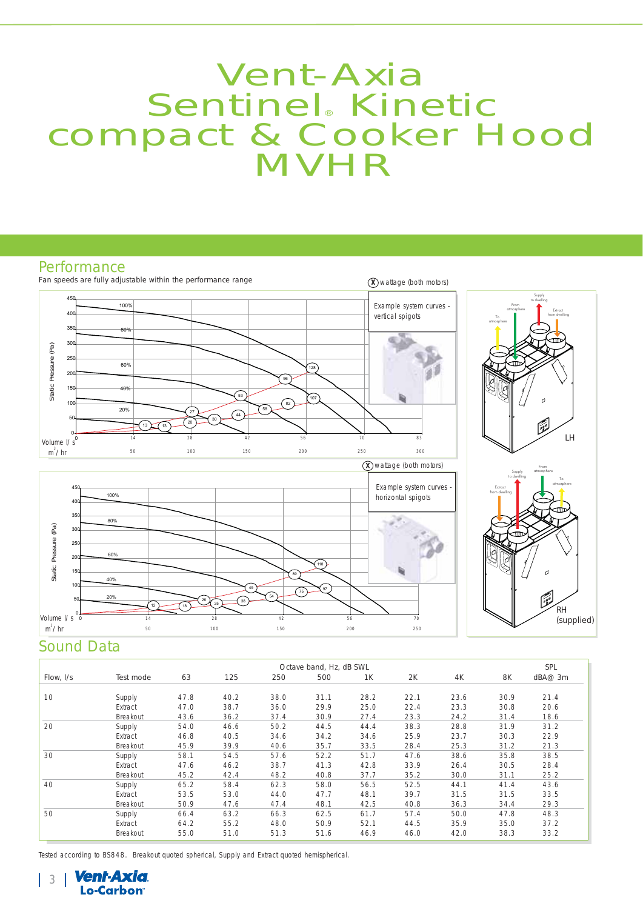# Vent-Axia Sentinel® Kinetic compact & Cooker Hood MVHR

## Performance

Fan speeds are fully adjustable within the performance range

## Sound Data

| Flow, l/s | Test mode | Octave band, Hz, dB SWL 63 | 125 | 250 | 500 | 1K | 2K | 4K | 8K | SPL dBA@ 3m |
|---|---|---|---|---|---|---|---|---|---|---|
| 10 | Supply | 47.8 | 40.2 | 38.0 | 31.1 | 28.2 | 22.1 | 23.6 | 30.9 | 21.4 |
| | Extract | 47.0 | 38.7 | 36.0 | 29.9 | 25.0 | 22.4 | 23.3 | 30.8 | 20.6 |
| | Breakout | 43.6 | 36.2 | 37.4 | 30.9 | 27.4 | 23.3 | 24.2 | 31.4 | 18.6 |
| 20 | Supply | 54.0 | 46.6 | 50.2 | 44.5 | 44.4 | 38.3 | 28.8 | 31.9 | 31.2 |
| | Extract | 46.8 | 40.5 | 34.6 | 34.2 | 34.6 | 25.9 | 23.7 | 30.3 | 22.9 |
| | Breakout | 45.9 | 39.9 | 40.6 | 35.7 | 33.5 | 28.4 | 25.3 | 31.2 | 21.3 |
| 30 | Supply | 58.1 | 54.5 | 57.6 | 52.2 | 51.7 | 47.6 | 38.6 | 35.8 | 38.5 |
| | Extract | 47.6 | 46.2 | 38.7 | 41.3 | 42.8 | 33.9 | 26.4 | 30.5 | 28.4 |
| | Breakout | 45.2 | 42.4 | 48.2 | 40.8 | 37.7 | 35.2 | 30.0 | 31.1 | 25.2 |
| 40 | Supply | 65.2 | 58.4 | 62.3 | 58.0 | 56.5 | 52.5 | 44.1 | 41.4 | 43.6 |
| | Extract | 53.5 | 53.0 | 44.0 | 47.7 | 48.1 | 39.7 | 31.5 | 31.5 | 33.5 |
| | Breakout | 50.9 | 47.6 | 47.4 | 48.1 | 42.5 | 40.8 | 36.3 | 34.4 | 29.3 |
| 50 | Supply | 66.4 | 63.2 | 66.3 | 62.5 | 61.7 | 57.4 | 50.0 | 47.8 | 48.3 |
| | Extract | 64.2 | 55.2 | 48.0 | 50.9 | 52.1 | 44.5 | 35.9 | 35.0 | 37.2 |
| | Breakout | 55.0 | 51.0 | 51.3 | 51.6 | 46.9 | 46.0 | 42.0 | 38.3 | 33.2 |

Tested according to BS848. Breakout quoted spherical, Supply and Extract quoted hemispherical.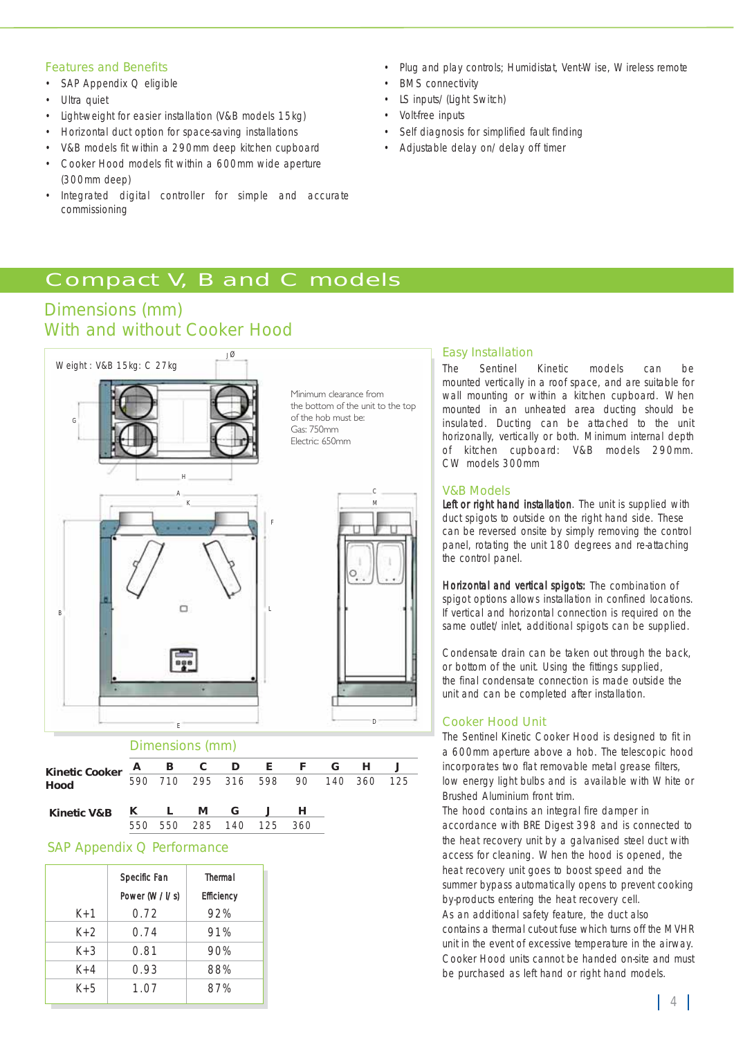## Features and Benefits

- SAP Appendix Q eligible
- Ultra quiet
- Light-weight for easier installation (V&B models 15kg)
- Horizontal duct option for space-saving installations
- V&B models fit within a 290mm deep kitchen cupboard
- Cooker Hood models fit within a 600mm wide aperture (300mm deep)
- Integrated digital controller for simple and accurate commissioning
- Plug and play controls; Humidistat, Vent-Wise, Wireless remote
- BMS connectivity
- LS inputs/ (Light Switch)
- Volt-free inputs
- Self diagnosis for simplified fault finding
- Adjustable delay on/ delay off timer

# Compact V, B and C models

## Dimensions (mm)
## With and without Cooker Hood

Weight: V&B 15kg: C 27kg

Minimum clearance from the bottom of the unit to the top of the hob must be:
Gas: 750mm
Electric: 650mm

### Dimensions (mm)

| Kinetic Cooker Hood | A | B | C | D | E | F | G | H | J |
|---|---|---|---|---|---|---|---|---|---|
| | 590 | 710 | 295 | 316 | 598 | 90 | 140 | 360 | 125 |

| Kinetic V&B | K | L | M | G | J | H |
|---|---|---|---|---|---|---|
| | 550 | 550 | 285 | 140 | 125 | 360 |

### SAP Appendix Q Performance

| | Specific Fan Power (W / l/ s) | Thermal Efficiency |
|---|---|---|
| K+1 | 0.72 | 92% |
| K+2 | 0.74 | 91% |
| K+3 | 0.81 | 90% |
| K+4 | 0.93 | 88% |
| K+5 | 1.07 | 87% |

### Easy Installation

The Sentinel Kinetic models can be mounted vertically in a roof space, and are suitable for wall mounting or within a kitchen cupboard. When mounted in an unheated area ducting should be insulated. Ducting can be attached to the unit horizonally, vertically or both. Minimum internal depth of kitchen cupboard: V&B models 290mm. CW models 300mm

### V&B Models

**Left or right hand installation**. The unit is supplied with duct spigots to outside on the right hand side. These can be reversed onsite by simply removing the control panel, rotating the unit 180 degrees and re-attaching the control panel.

**Horizontal and vertical spigots:** The combination of spigot options allows installation in confined locations. If vertical and horizontal connection is required on the same outlet/ inlet, additional spigots can be supplied.

Condensate drain can be taken out through the back, or bottom of the unit. Using the fittings supplied, the final condensate connection is made outside the unit and can be completed after installation.

### Cooker Hood Unit

The Sentinel Kinetic Cooker Hood is designed to fit in a 600mm aperture above a hob. The telescopic hood incorporates two flat removable metal grease filters, low energy light bulbs and is available with White or Brushed Aluminium front trim.
The hood contains an integral fire damper in accordance with BRE Digest 398 and is connected to the heat recovery unit by a galvanised steel duct with access for cleaning. When the hood is opened, the heat recovery unit goes to boost speed and the summer bypass automatically opens to prevent cooking by-products entering the heat recovery cell.
As an additional safety feature, the duct also contains a thermal cut-out fuse which turns off the MVHR unit in the event of excessive temperature in the airway.
Cooker Hood units cannot be handed on-site and must be purchased as left hand or right hand models.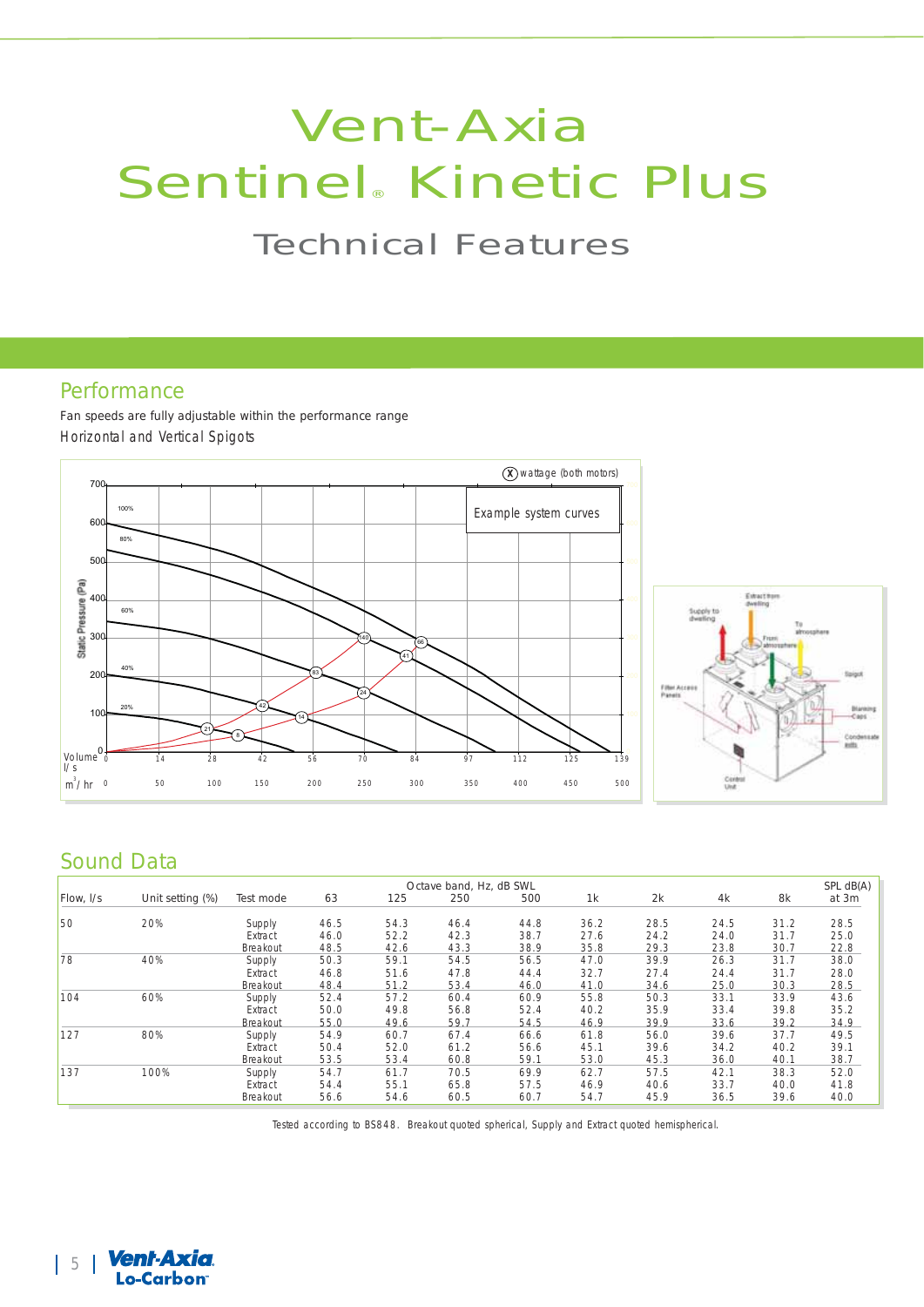# Vent-Axia Sentinel® Kinetic Plus

## Technical Features

## Performance

Fan speeds are fully adjustable within the performance range

Horizontal and Vertical Spigots

## Sound Data

| Flow, l/s | Unit setting (%) | Test mode | 63 | 125 | 250 | 500 | 1k | 2k | 4k | 8k | SPL dB(A) at 3m |
|---|---|---|---|---|---|---|---|---|---|---|---|
| | | | Octave band, Hz, dB SWL | | | | | | | | |
| 50 | 20% | Supply | 46.5 | 54.3 | 46.4 | 44.8 | 36.2 | 28.5 | 24.5 | 31.2 | 28.5 |
| | | Extract | 46.0 | 52.2 | 42.3 | 38.7 | 27.6 | 24.2 | 24.0 | 31.7 | 25.0 |
| | | Breakout | 48.5 | 42.6 | 43.3 | 38.9 | 35.8 | 29.3 | 23.8 | 30.7 | 22.8 |
| 78 | 40% | Supply | 50.3 | 59.1 | 54.5 | 56.5 | 47.0 | 39.9 | 26.3 | 31.7 | 38.0 |
| | | Extract | 46.8 | 51.6 | 47.8 | 44.4 | 32.7 | 27.4 | 24.4 | 31.7 | 28.0 |
| | | Breakout | 48.4 | 51.2 | 53.4 | 46.0 | 41.0 | 34.6 | 25.0 | 30.3 | 28.5 |
| 104 | 60% | Supply | 52.4 | 57.2 | 60.4 | 60.9 | 55.8 | 50.3 | 33.1 | 33.9 | 43.6 |
| | | Extract | 50.0 | 49.8 | 56.8 | 52.4 | 40.2 | 35.9 | 33.4 | 39.8 | 35.2 |
| | | Breakout | 55.0 | 49.6 | 59.7 | 54.5 | 46.9 | 39.9 | 33.6 | 39.2 | 34.9 |
| 127 | 80% | Supply | 54.9 | 60.7 | 67.4 | 66.6 | 61.8 | 56.0 | 39.6 | 37.7 | 49.5 |
| | | Extract | 50.4 | 52.0 | 61.2 | 56.6 | 45.1 | 39.6 | 34.2 | 40.2 | 39.1 |
| | | Breakout | 53.5 | 53.4 | 60.8 | 59.1 | 53.0 | 45.3 | 36.0 | 40.1 | 38.7 |
| 137 | 100% | Supply | 54.7 | 61.7 | 70.5 | 69.9 | 62.7 | 57.5 | 42.1 | 38.3 | 52.0 |
| | | Extract | 54.4 | 55.1 | 65.8 | 57.5 | 46.9 | 40.6 | 33.7 | 40.0 | 41.8 |
| | | Breakout | 56.6 | 54.6 | 60.5 | 60.7 | 54.7 | 45.9 | 36.5 | 39.6 | 40.0 |

Tested according to BS848. Breakout quoted spherical, Supply and Extract quoted hemispherical.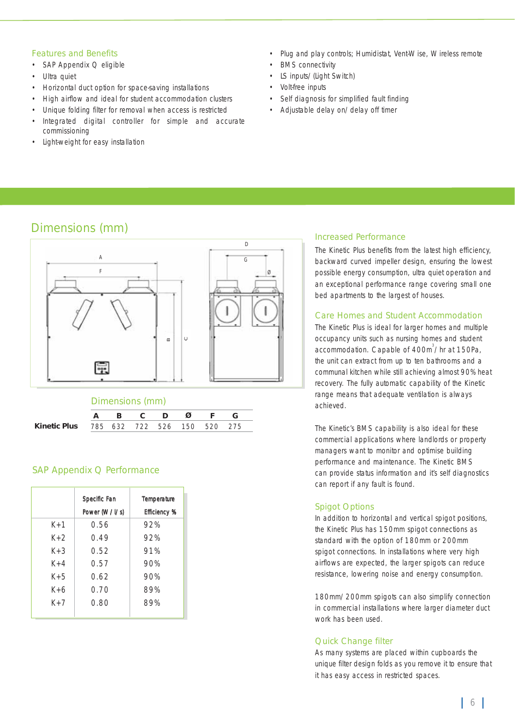## Features and Benefits

- SAP Appendix Q eligible
- Ultra quiet
- Horizontal duct option for space-saving installations
- High airflow and ideal for student accommodation clusters
- Unique folding filter for removal when access is restricted
- Integrated digital controller for simple and accurate commissioning
- Light-weight for easy installation
- Plug and play controls; Humidistat, Vent-Wise, Wireless remote
- BMS connectivity
- LS inputs/ (Light Switch)
- Volt-free inputs
- Self diagnosis for simplified fault finding
- Adjustable delay on/ delay off timer

## Dimensions (mm)

A
F
B
C
D
G
Ø

### Dimensions (mm)

| | A | B | C | D | Ø | F | G |
|---|---|---|---|---|---|---|---|
| **Kinetic Plus** | 785 | 632 | 722 | 526 | 150 | 520 | 275 |

## SAP Appendix Q Performance

| | Specific Fan Power (W / l/ s) | Temperature Efficiency % |
|---|---|---|
| K+1 | 0.56 | 92% |
| K+2 | 0.49 | 92% |
| K+3 | 0.52 | 91% |
| K+4 | 0.57 | 90% |
| K+5 | 0.62 | 90% |
| K+6 | 0.70 | 89% |
| K+7 | 0.80 | 89% |

## Increased Performance

The Kinetic Plus benefits from the latest high efficiency, backward curved impeller design, ensuring the lowest possible energy consumption, ultra quiet operation and an exceptional performance range covering small one bed apartments to the largest of houses.

## Care Homes and Student Accommodation

The Kinetic Plus is ideal for larger homes and multiple occupancy units such as nursing homes and student accommodation. Capable of 400m$^3$/ hr at 150Pa, the unit can extract from up to ten bathrooms and a communal kitchen while still achieving almost 90% heat recovery. The fully automatic capability of the Kinetic range means that adequate ventilation is always achieved.

The Kinetic's BMS capability is also ideal for these commercial applications where landlords or property managers want to monitor and optimise building performance and maintenance. The Kinetic BMS can provide status information and it's self diagnostics can report if any fault is found.

## Spigot Options

In addition to horizontal and vertical spigot positions, the Kinetic Plus has 150mm spigot connections as standard with the option of 180mm or 200mm spigot connections. In installations where very high airflows are expected, the larger spigots can reduce resistance, lowering noise and energy consumption.

180mm/ 200mm spigots can also simplify connection in commercial installations where larger diameter duct work has been used.

## Quick Change filter

As many systems are placed within cupboards the unique filter design folds as you remove it to ensure that it has easy access in restricted spaces.